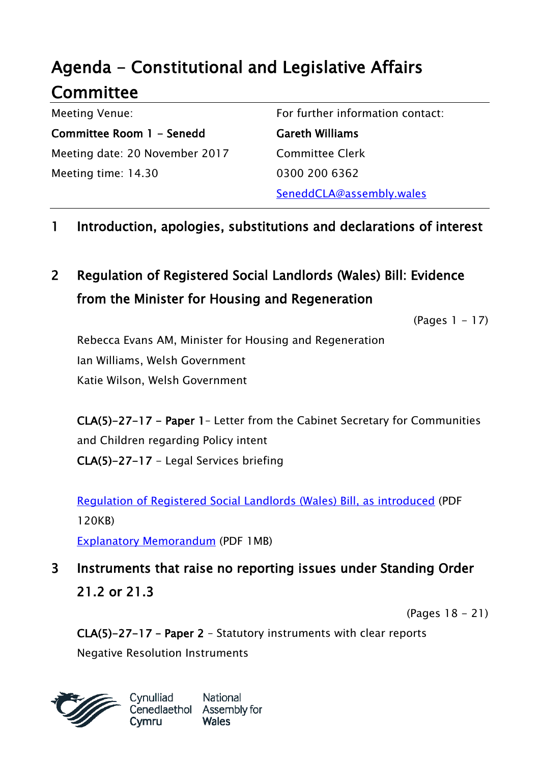# Agenda - Constitutional and Legislative Affairs Committee

| Meeting Venue: | For further information contact: |
|---|---|
| **Committee Room 1 - Senedd** | **Gareth Williams** |
| Meeting date: 20 November 2017 | Committee Clerk |
| Meeting time: 14.30 | 0300 200 6362 |
| | SeneddCLA@assembly.wales |

## 1 Introduction, apologies, substitutions and declarations of interest

## 2 Regulation of Registered Social Landlords (Wales) Bill: Evidence from the Minister for Housing and Regeneration

(Pages 1 - 17)

Rebecca Evans AM, Minister for Housing and Regeneration
Ian Williams, Welsh Government
Katie Wilson, Welsh Government

**CLA(5)-27-17 - Paper 1**– Letter from the Cabinet Secretary for Communities and Children regarding Policy intent
**CLA(5)-27-17** – Legal Services briefing

Regulation of Registered Social Landlords (Wales) Bill, as introduced (PDF 120KB)
Explanatory Memorandum (PDF 1MB)

## 3 Instruments that raise no reporting issues under Standing Order 21.2 or 21.3

(Pages 18 - 21)

**CLA(5)-27-17 – Paper 2** – Statutory instruments with clear reports
Negative Resolution Instruments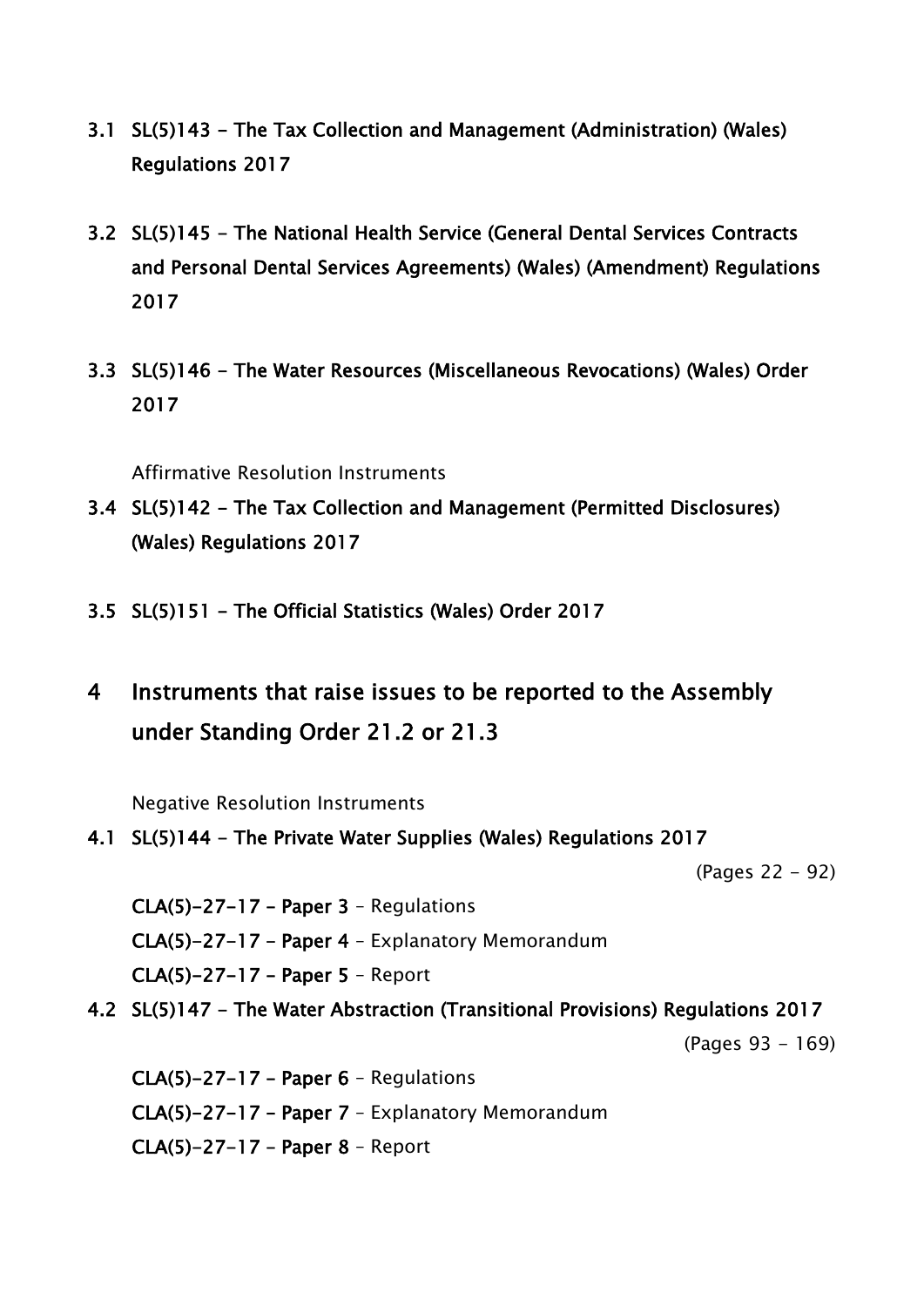### 3.1 SL(5)143 - The Tax Collection and Management (Administration) (Wales) Regulations 2017

### 3.2 SL(5)145 - The National Health Service (General Dental Services Contracts and Personal Dental Services Agreements) (Wales) (Amendment) Regulations 2017

### 3.3 SL(5)146 - The Water Resources (Miscellaneous Revocations) (Wales) Order 2017

Affirmative Resolution Instruments

### 3.4 SL(5)142 - The Tax Collection and Management (Permitted Disclosures) (Wales) Regulations 2017

### 3.5 SL(5)151 - The Official Statistics (Wales) Order 2017

## 4 Instruments that raise issues to be reported to the Assembly under Standing Order 21.2 or 21.3

Negative Resolution Instruments

### 4.1 SL(5)144 - The Private Water Supplies (Wales) Regulations 2017

(Pages 22 - 92)

**CLA(5)-27-17 – Paper 3** – Regulations

**CLA(5)-27-17 – Paper 4** – Explanatory Memorandum

**CLA(5)-27-17 – Paper 5** – Report

### 4.2 SL(5)147 - The Water Abstraction (Transitional Provisions) Regulations 2017

(Pages 93 - 169)

**CLA(5)-27-17 – Paper 6** – Regulations

**CLA(5)-27-17 – Paper 7** – Explanatory Memorandum

**CLA(5)-27-17 – Paper 8** – Report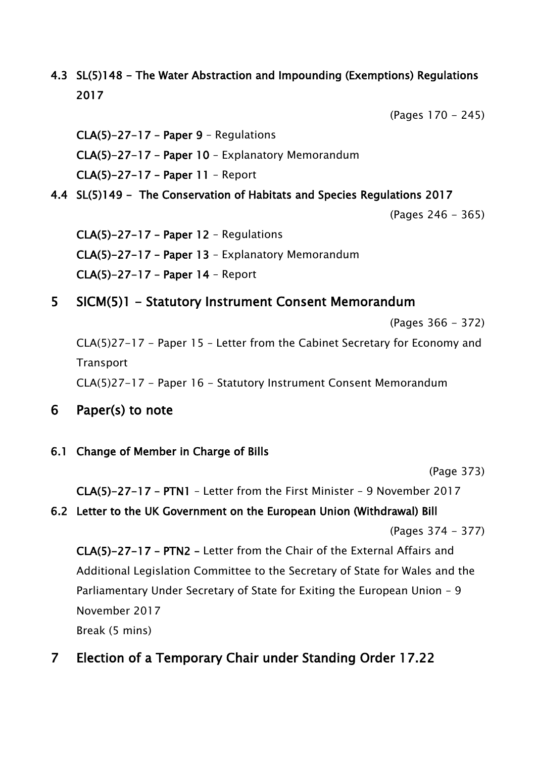### 4.3 SL(5)148 – The Water Abstraction and Impounding (Exemptions) Regulations 2017

(Pages 170 – 245)

**CLA(5)-27-17 – Paper 9** – Regulations

**CLA(5)-27-17 – Paper 10** – Explanatory Memorandum

**CLA(5)-27-17 – Paper 11** – Report

### 4.4 SL(5)149 – The Conservation of Habitats and Species Regulations 2017

(Pages 246 – 365)

**CLA(5)-27-17 – Paper 12** – Regulations

**CLA(5)-27-17 – Paper 13** – Explanatory Memorandum

**CLA(5)-27-17 – Paper 14** – Report

## 5 SICM(5)1 – Statutory Instrument Consent Memorandum

(Pages 366 – 372)

CLA(5)27-17 – Paper 15 – Letter from the Cabinet Secretary for Economy and Transport

CLA(5)27-17 – Paper 16 – Statutory Instrument Consent Memorandum

## 6 Paper(s) to note

### 6.1 Change of Member in Charge of Bills

(Page 373)

**CLA(5)-27-17 – PTN1** – Letter from the First Minister – 9 November 2017

### 6.2 Letter to the UK Government on the European Union (Withdrawal) Bill

(Pages 374 – 377)

**CLA(5)-27-17 – PTN2 –** Letter from the Chair of the External Affairs and Additional Legislation Committee to the Secretary of State for Wales and the Parliamentary Under Secretary of State for Exiting the European Union – 9 November 2017

Break (5 mins)

## 7 Election of a Temporary Chair under Standing Order 17.22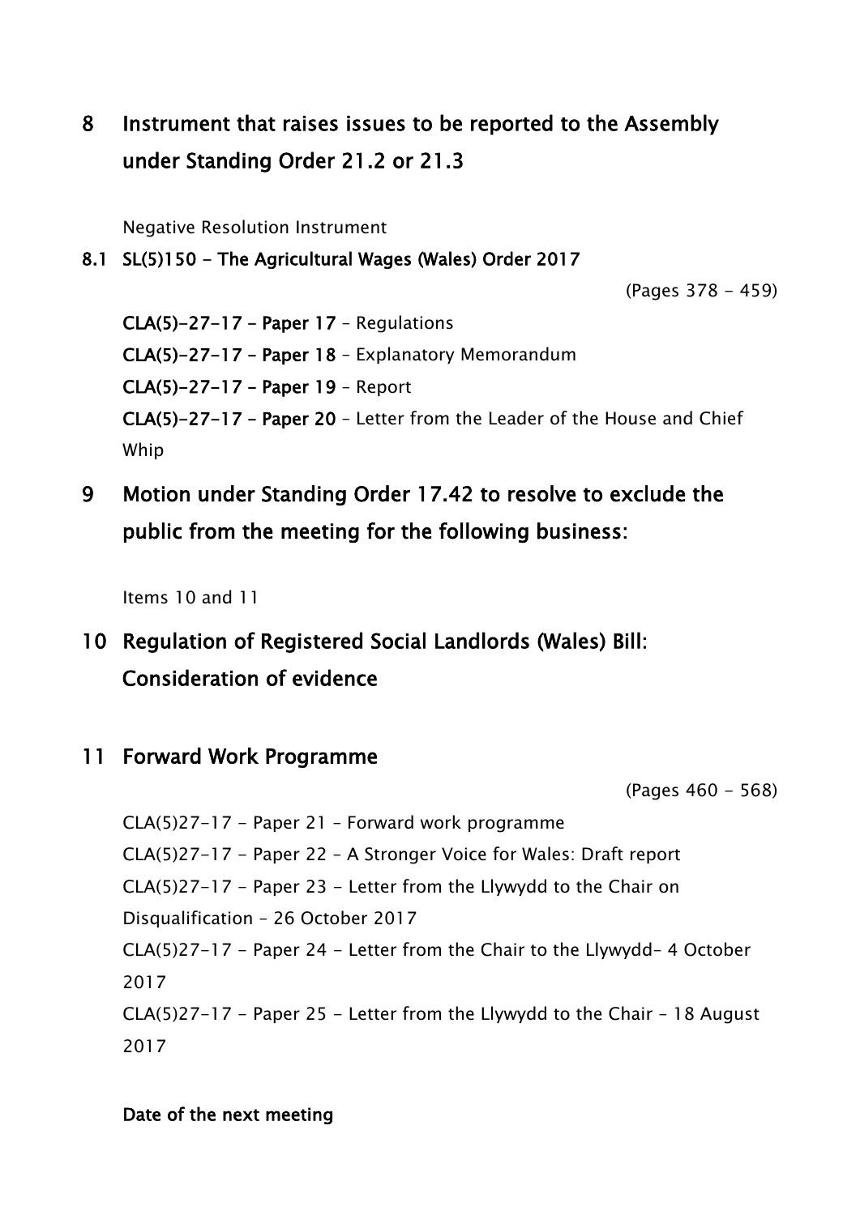## 8 Instrument that raises issues to be reported to the Assembly under Standing Order 21.2 or 21.3

Negative Resolution Instrument

**8.1 SL(5)150 - The Agricultural Wages (Wales) Order 2017**

(Pages 378 - 459)

**CLA(5)-27-17 – Paper 17** – Regulations

**CLA(5)-27-17 – Paper 18** – Explanatory Memorandum

**CLA(5)-27-17 – Paper 19** – Report

**CLA(5)-27-17 – Paper 20** – Letter from the Leader of the House and Chief Whip

## 9 Motion under Standing Order 17.42 to resolve to exclude the public from the meeting for the following business:

Items 10 and 11

## 10 Regulation of Registered Social Landlords (Wales) Bill: Consideration of evidence

## 11 Forward Work Programme

(Pages 460 - 568)

CLA(5)27-17 - Paper 21 – Forward work programme

CLA(5)27-17 - Paper 22 – A Stronger Voice for Wales: Draft report

CLA(5)27-17 - Paper 23 - Letter from the Llywydd to the Chair on Disqualification – 26 October 2017

CLA(5)27-17 - Paper 24 - Letter from the Chair to the Llywydd– 4 October 2017

CLA(5)27-17 - Paper 25 - Letter from the Llywydd to the Chair – 18 August 2017

**Date of the next meeting**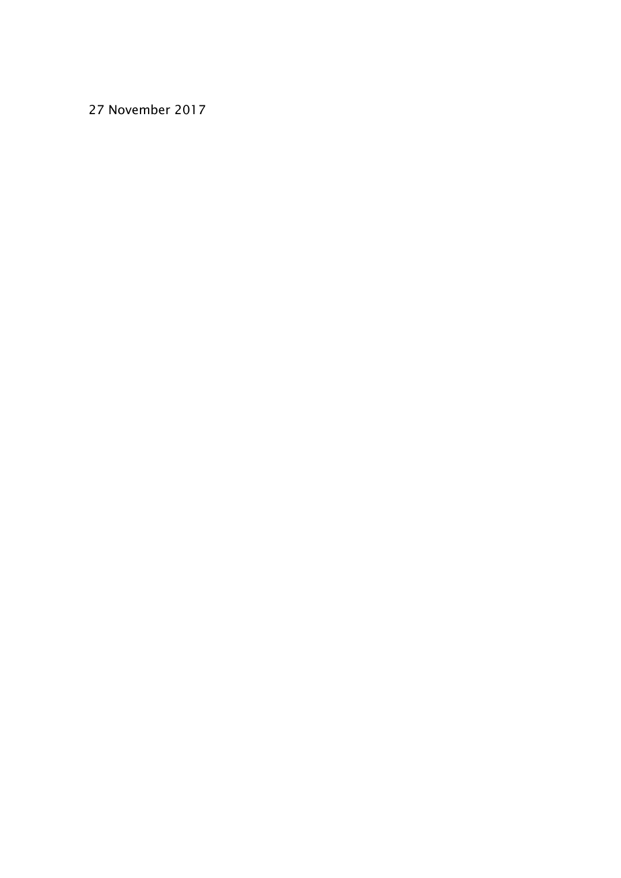27 November 2017